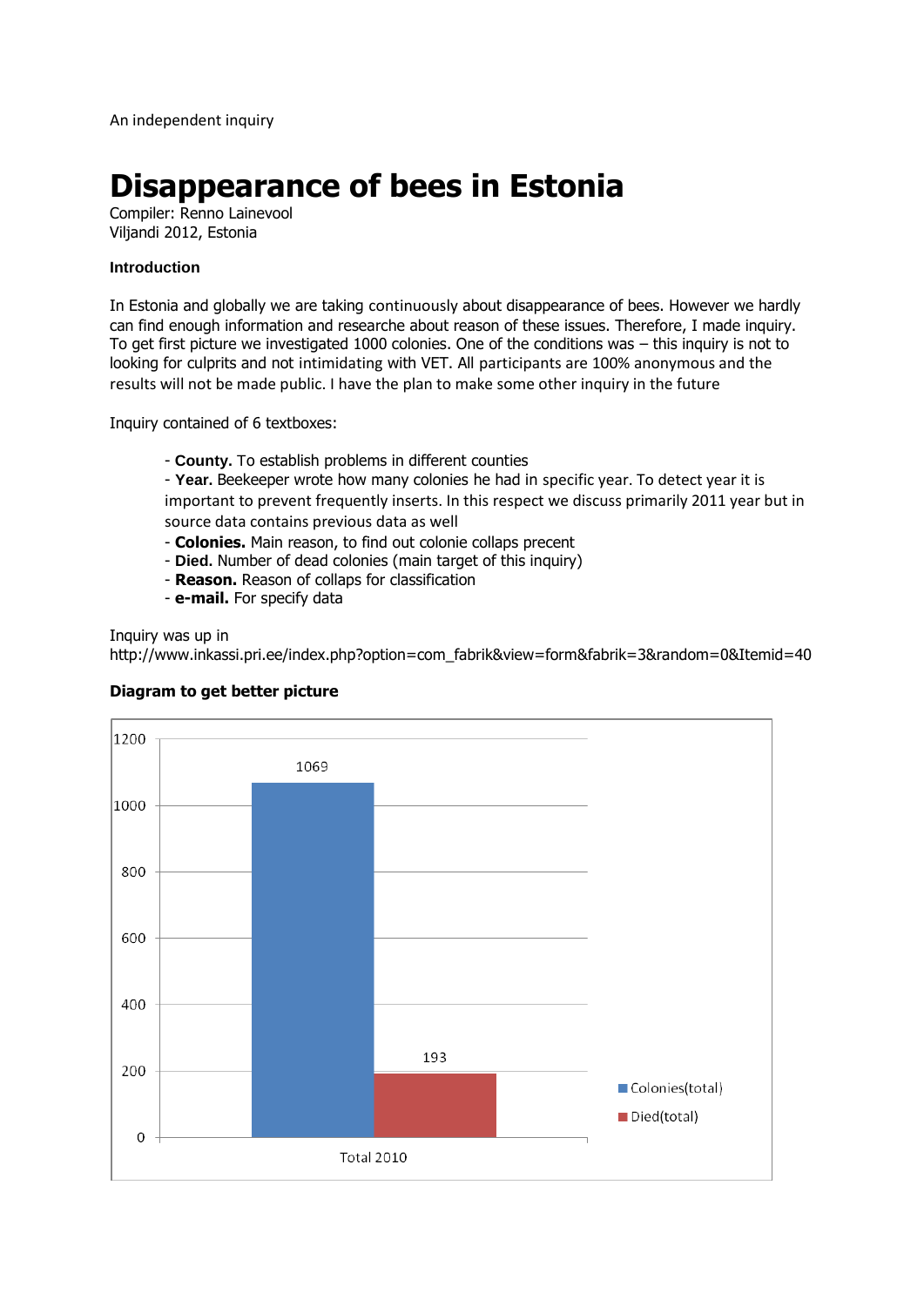An independent inquiry

# Disappearance of bees in Estonia

Compiler: Renno Lainevool
Viljandi 2012, Estonia

**Introduction**

In Estonia and globally we are taking continuously about disappearance of bees. However we hardly can find enough information and researche about reason of these issues. Therefore, I made inquiry. To get first picture we investigated 1000 colonies. One of the conditions was – this inquiry is not to looking for culprits and not intimidating with VET. All participants are 100% anonymous and the results will not be made public. I have the plan to make some other inquiry in the future

Inquiry contained of 6 textboxes:

- **County.** To establish problems in different counties
- **Year.** Beekeeper wrote how many colonies he had in specific year. To detect year it is important to prevent frequently inserts. In this respect we discuss primarily 2011 year but in source data contains previous data as well
- **Colonies.** Main reason, to find out colonie collaps precent
- **Died.** Number of dead colonies (main target of this inquiry)
- **Reason.** Reason of collaps for classification
- **e-mail.** For specify data

Inquiry was up in http://www.inkassi.pri.ee/index.php?option=com_fabrik&view=form&fabrik=3&random=0&Itemid=40

**Diagram to get better picture**

| | Colonies(total) | Died(total) |
|---|---|---|
| Total 2010 | 1069 | 193 |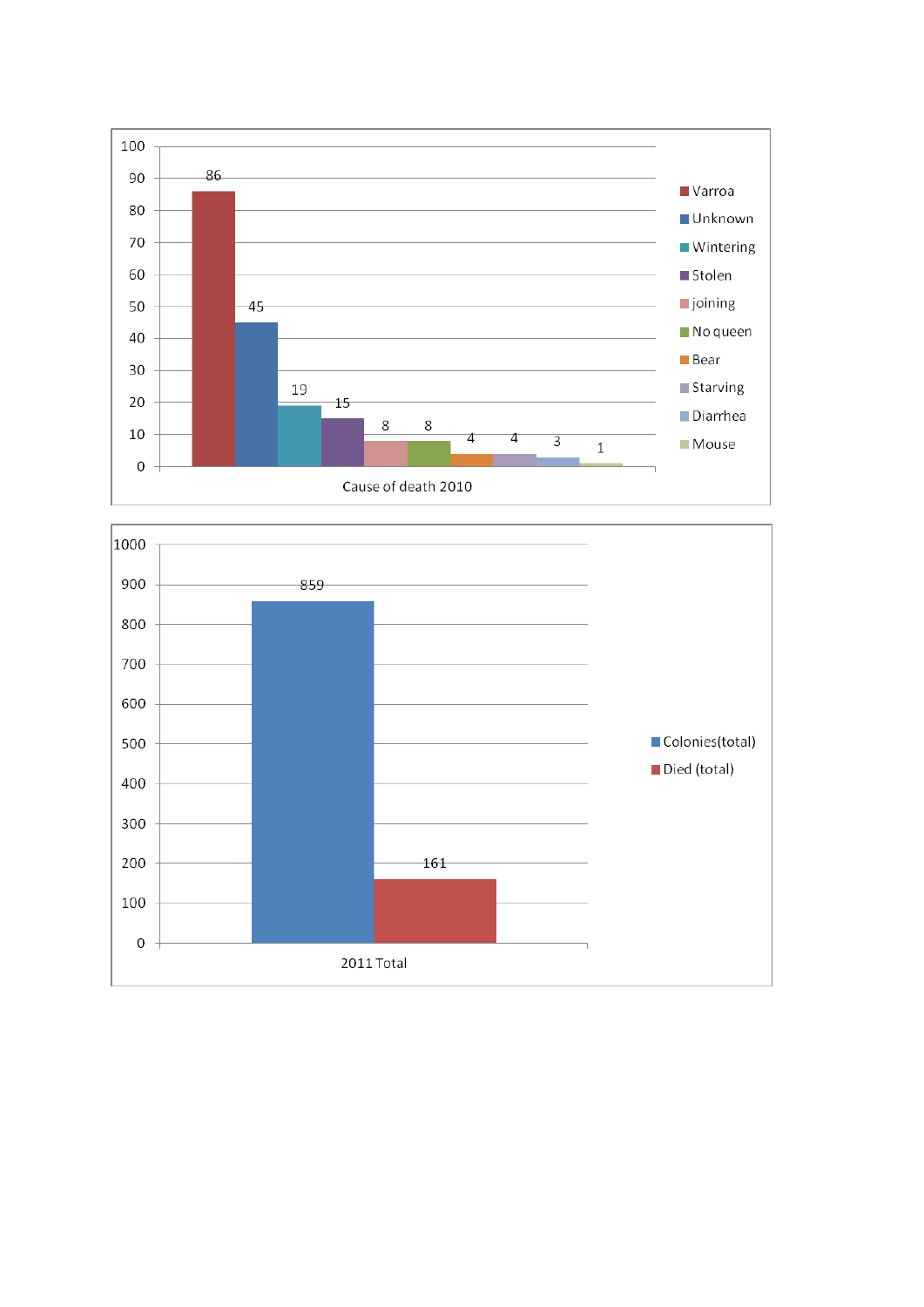| Cause of death 2010 | Count |
|---|---|
| Varroa | 86 |
| Unknown | 45 |
| Wintering | 19 |
| Stolen | 15 |
| joining | 8 |
| No queen | 8 |
| Bear | 4 |
| Starving | 4 |
| Diarrhea | 3 |
| Mouse | 1 |

| 2011 Total | Count |
|---|---|
| Colonies(total) | 859 |
| Died (total) | 161 |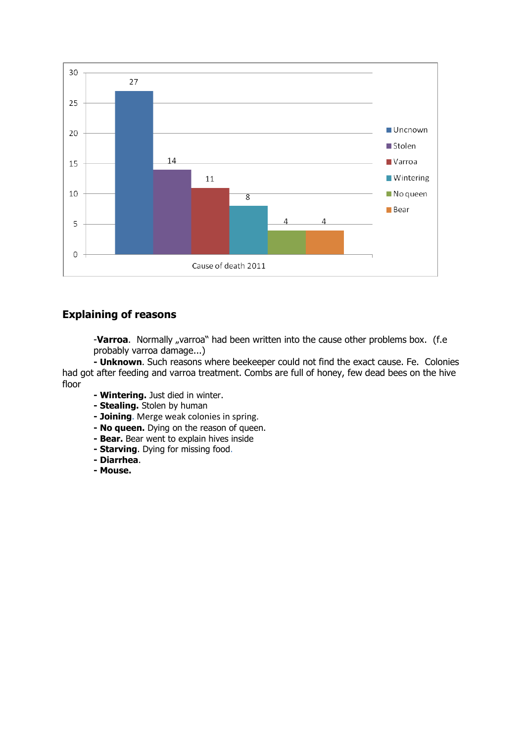| Cause of death 2011 | |
|---|---|
| Uncnown | 27 |
| Stolen | 14 |
| Varroa | 11 |
| Wintering | 8 |
| No queen | 4 |
| Bear | 4 |

## Explaining of reasons

-**Varroa**. Normally „varroa" had been written into the cause other problems box. (f.e probably varroa damage...)

**- Unknown**. Such reasons where beekeeper could not find the exact cause. Fe. Colonies had got after feeding and varroa treatment. Combs are full of honey, few dead bees on the hive floor

**- Wintering.** Just died in winter.
**- Stealing.** Stolen by human
**- Joining**. Merge weak colonies in spring.
**- No queen.** Dying on the reason of queen.
**- Bear.** Bear went to explain hives inside
**- Starving**. Dying for missing food.
**- Diarrhea**.
**- Mouse.**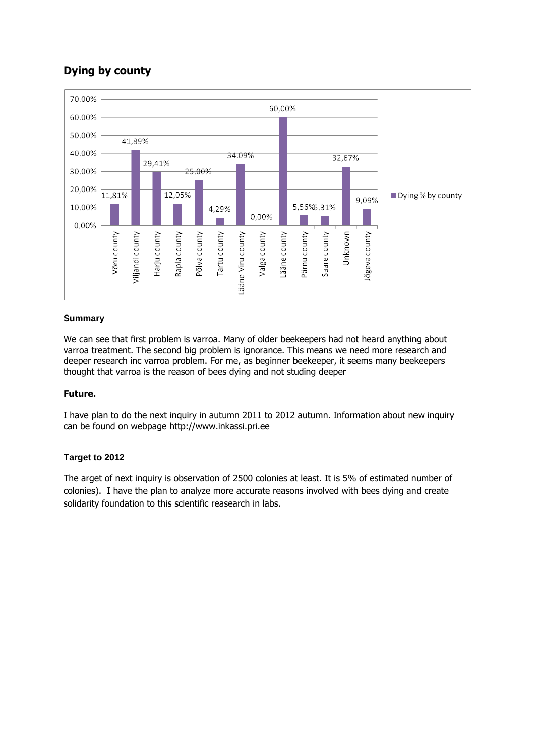## Dying by county

70,00%
60,00%
50,00%
40,00%
30,00%
20,00%
10,00%
0,00%

11,81%
41,89%
29,41%
12,05%
25,00%
4,29%
34,09%
0,00%
60,00%
5,56%
5,31%
32,67%
9,09%

Võru county
Viljandi county
Harju county
Rapla county
Põlva county
Tartu county
Lääne-Viru county
Valga county
Lääne county
Pärnu county
Saare county
Unknown
Jõgeva county

Dying % by county

#### Summary

We can see that first problem is varroa. Many of older beekeepers had not heard anything about varroa treatment. The second big problem is ignorance. This means we need more research and deeper research inc varroa problem. For me, as beginner beekeeper, it seems many beekeepers thought that varroa is the reason of bees dying and not studing deeper

#### Future.

I have plan to do the next inquiry in autumn 2011 to 2012 autumn. Information about new inquiry can be found on webpage http://www.inkassi.pri.ee

#### Target to 2012

The arget of next inquiry is observation of 2500 colonies at least. It is 5% of estimated number of colonies). I have the plan to analyze more accurate reasons involved with bees dying and create solidarity foundation to this scientific reasearch in labs.